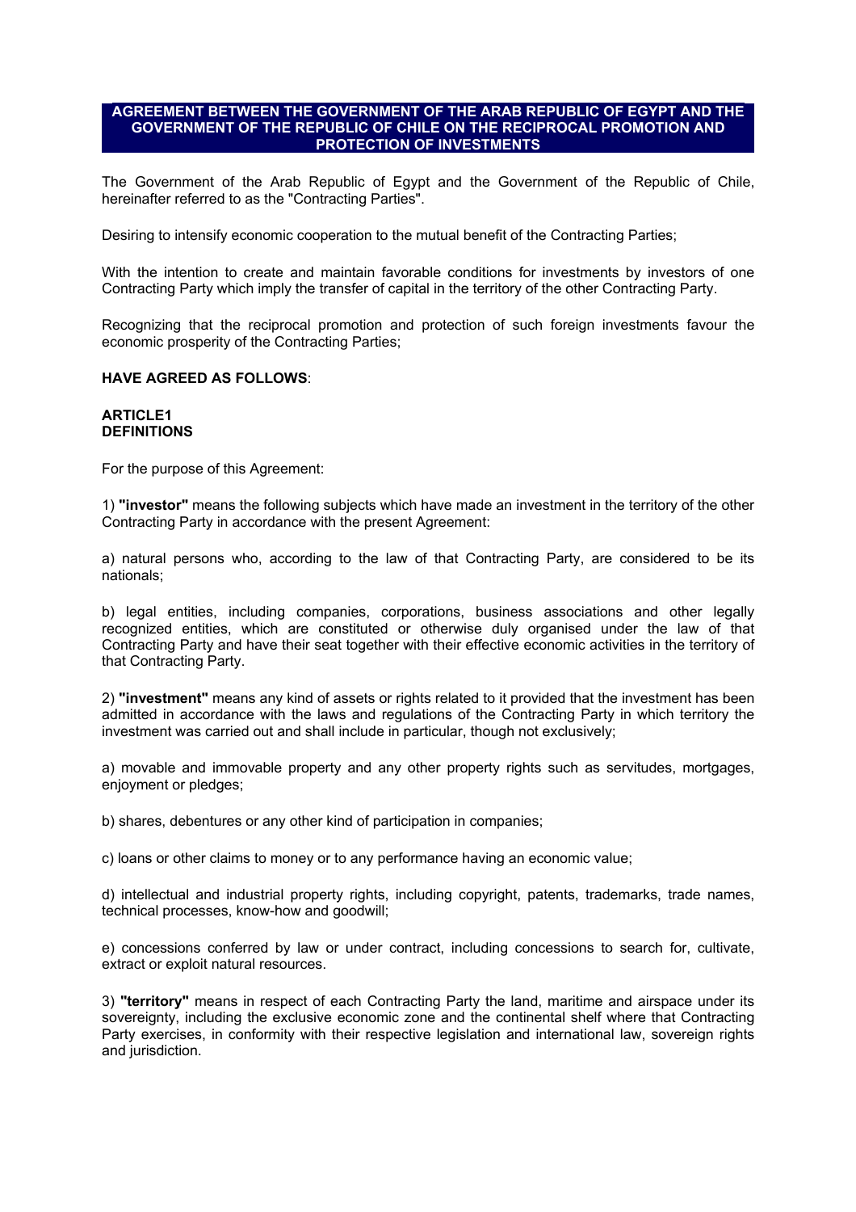# AGREEMENT BETWEEN THE GOVERNMENT OF THE ARAB REPUBLIC OF EGYPT AND THE GOVERNMENT OF THE REPUBLIC OF CHILE ON THE RECIPROCAL PROMOTION AND PROTECTION OF INVESTMENTS

The Government of the Arab Republic of Egypt and the Government of the Republic of Chile, hereinafter referred to as the "Contracting Parties".

Desiring to intensify economic cooperation to the mutual benefit of the Contracting Parties;

With the intention to create and maintain favorable conditions for investments by investors of one Contracting Party which imply the transfer of capital in the territory of the other Contracting Party.

Recognizing that the reciprocal promotion and protection of such foreign investments favour the economic prosperity of the Contracting Parties;

**HAVE AGREED AS FOLLOWS**:

## ARTICLE1
## DEFINITIONS

For the purpose of this Agreement:

1) **"investor"** means the following subjects which have made an investment in the territory of the other Contracting Party in accordance with the present Agreement:

a) natural persons who, according to the law of that Contracting Party, are considered to be its nationals;

b) legal entities, including companies, corporations, business associations and other legally recognized entities, which are constituted or otherwise duly organised under the law of that Contracting Party and have their seat together with their effective economic activities in the territory of that Contracting Party.

2) **"investment"** means any kind of assets or rights related to it provided that the investment has been admitted in accordance with the laws and regulations of the Contracting Party in which territory the investment was carried out and shall include in particular, though not exclusively;

a) movable and immovable property and any other property rights such as servitudes, mortgages, enjoyment or pledges;

b) shares, debentures or any other kind of participation in companies;

c) loans or other claims to money or to any performance having an economic value;

d) intellectual and industrial property rights, including copyright, patents, trademarks, trade names, technical processes, know-how and goodwill;

e) concessions conferred by law or under contract, including concessions to search for, cultivate, extract or exploit natural resources.

3) **"territory"** means in respect of each Contracting Party the land, maritime and airspace under its sovereignty, including the exclusive economic zone and the continental shelf where that Contracting Party exercises, in conformity with their respective legislation and international law, sovereign rights and jurisdiction.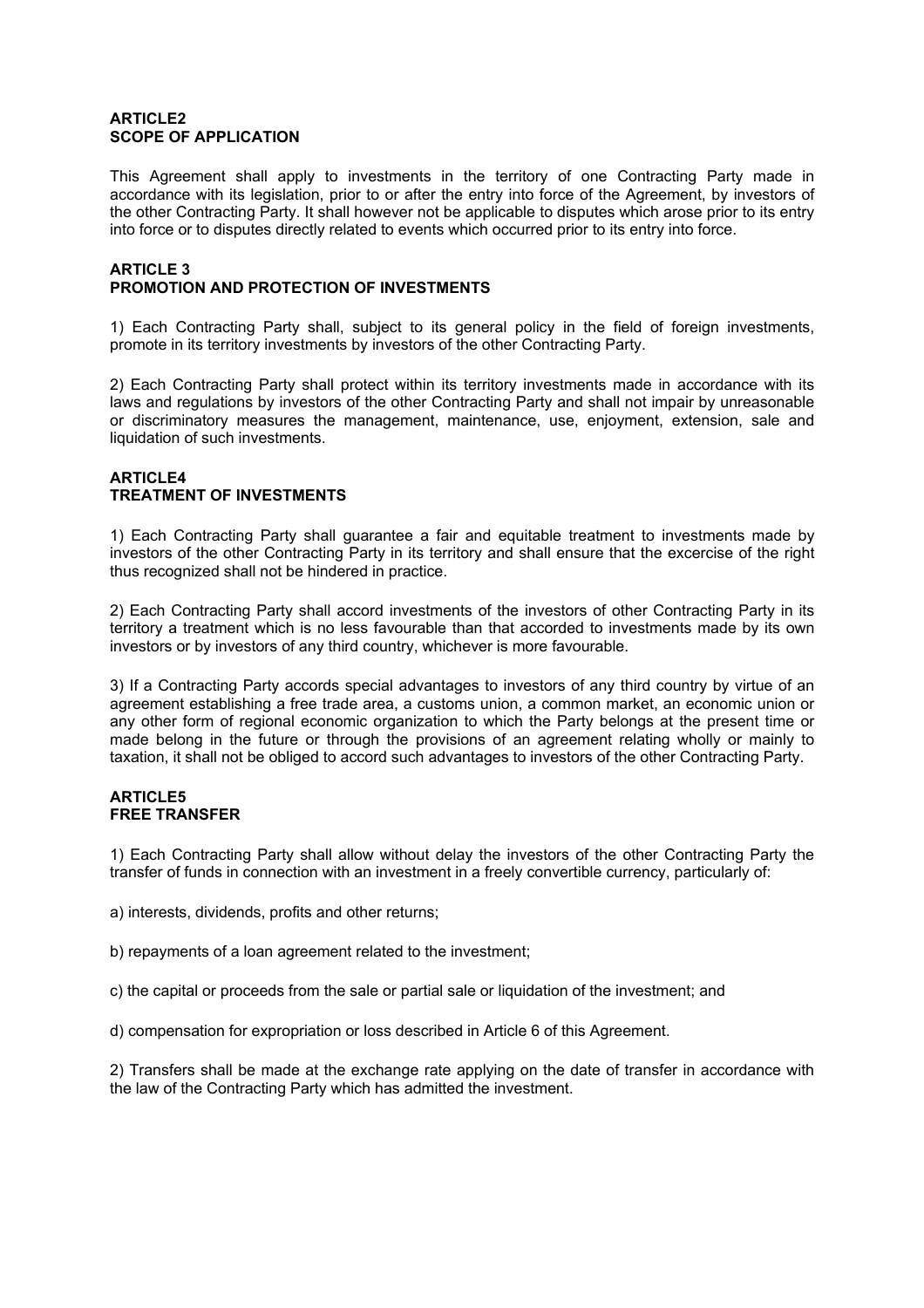**ARTICLE2**
**SCOPE OF APPLICATION**

This Agreement shall apply to investments in the territory of one Contracting Party made in accordance with its legislation, prior to or after the entry into force of the Agreement, by investors of the other Contracting Party. It shall however not be applicable to disputes which arose prior to its entry into force or to disputes directly related to events which occurred prior to its entry into force.

**ARTICLE 3**
**PROMOTION AND PROTECTION OF INVESTMENTS**

1) Each Contracting Party shall, subject to its general policy in the field of foreign investments, promote in its territory investments by investors of the other Contracting Party.

2) Each Contracting Party shall protect within its territory investments made in accordance with its laws and regulations by investors of the other Contracting Party and shall not impair by unreasonable or discriminatory measures the management, maintenance, use, enjoyment, extension, sale and liquidation of such investments.

**ARTICLE4**
**TREATMENT OF INVESTMENTS**

1) Each Contracting Party shall guarantee a fair and equitable treatment to investments made by investors of the other Contracting Party in its territory and shall ensure that the excercise of the right thus recognized shall not be hindered in practice.

2) Each Contracting Party shall accord investments of the investors of other Contracting Party in its territory a treatment which is no less favourable than that accorded to investments made by its own investors or by investors of any third country, whichever is more favourable.

3) If a Contracting Party accords special advantages to investors of any third country by virtue of an agreement establishing a free trade area, a customs union, a common market, an economic union or any other form of regional economic organization to which the Party belongs at the present time or made belong in the future or through the provisions of an agreement relating wholly or mainly to taxation, it shall not be obliged to accord such advantages to investors of the other Contracting Party.

**ARTICLE5**
**FREE TRANSFER**

1) Each Contracting Party shall allow without delay the investors of the other Contracting Party the transfer of funds in connection with an investment in a freely convertible currency, particularly of:

a) interests, dividends, profits and other returns;

b) repayments of a loan agreement related to the investment;

c) the capital or proceeds from the sale or partial sale or liquidation of the investment; and

d) compensation for expropriation or loss described in Article 6 of this Agreement.

2) Transfers shall be made at the exchange rate applying on the date of transfer in accordance with the law of the Contracting Party which has admitted the investment.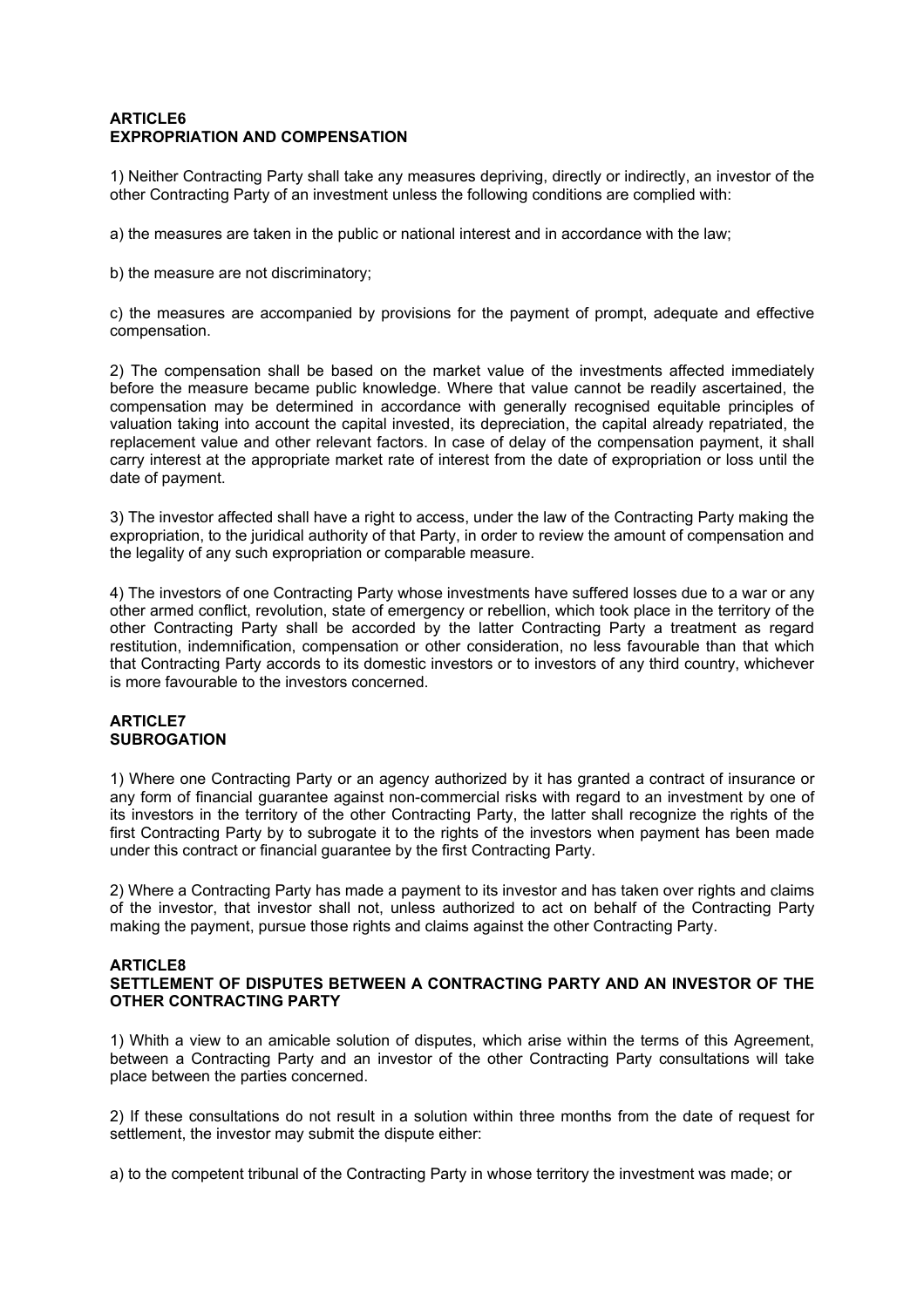**ARTICLE6**
**EXPROPRIATION AND COMPENSATION**

1) Neither Contracting Party shall take any measures depriving, directly or indirectly, an investor of the other Contracting Party of an investment unless the following conditions are complied with:

a) the measures are taken in the public or national interest and in accordance with the law;

b) the measure are not discriminatory;

c) the measures are accompanied by provisions for the payment of prompt, adequate and effective compensation.

2) The compensation shall be based on the market value of the investments affected immediately before the measure became public knowledge. Where that value cannot be readily ascertained, the compensation may be determined in accordance with generally recognised equitable principles of valuation taking into account the capital invested, its depreciation, the capital already repatriated, the replacement value and other relevant factors. In case of delay of the compensation payment, it shall carry interest at the appropriate market rate of interest from the date of expropriation or loss until the date of payment.

3) The investor affected shall have a right to access, under the law of the Contracting Party making the expropriation, to the juridical authority of that Party, in order to review the amount of compensation and the legality of any such expropriation or comparable measure.

4) The investors of one Contracting Party whose investments have suffered losses due to a war or any other armed conflict, revolution, state of emergency or rebellion, which took place in the territory of the other Contracting Party shall be accorded by the latter Contracting Party a treatment as regard restitution, indemnification, compensation or other consideration, no less favourable than that which that Contracting Party accords to its domestic investors or to investors of any third country, whichever is more favourable to the investors concerned.

**ARTICLE7**
**SUBROGATION**

1) Where one Contracting Party or an agency authorized by it has granted a contract of insurance or any form of financial guarantee against non-commercial risks with regard to an investment by one of its investors in the territory of the other Contracting Party, the latter shall recognize the rights of the first Contracting Party by to subrogate it to the rights of the investors when payment has been made under this contract or financial guarantee by the first Contracting Party.

2) Where a Contracting Party has made a payment to its investor and has taken over rights and claims of the investor, that investor shall not, unless authorized to act on behalf of the Contracting Party making the payment, pursue those rights and claims against the other Contracting Party.

**ARTICLE8**
**SETTLEMENT OF DISPUTES BETWEEN A CONTRACTING PARTY AND AN INVESTOR OF THE OTHER CONTRACTING PARTY**

1) Whith a view to an amicable solution of disputes, which arise within the terms of this Agreement, between a Contracting Party and an investor of the other Contracting Party consultations will take place between the parties concerned.

2) If these consultations do not result in a solution within three months from the date of request for settlement, the investor may submit the dispute either:

a) to the competent tribunal of the Contracting Party in whose territory the investment was made; or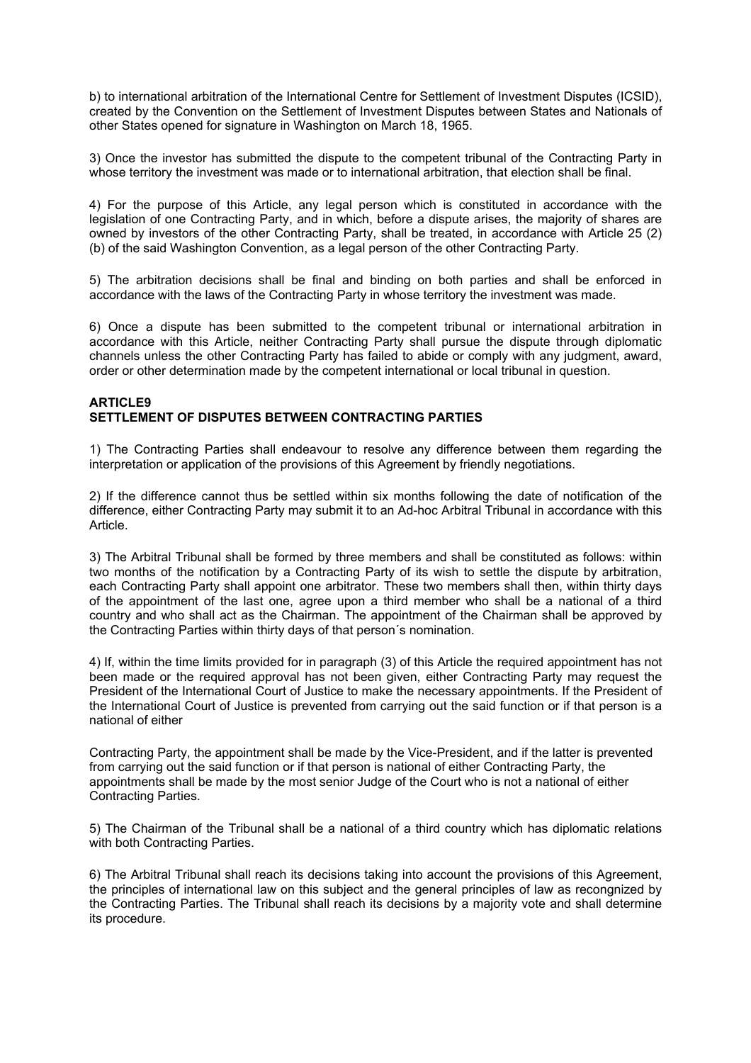b) to international arbitration of the International Centre for Settlement of Investment Disputes (ICSID), created by the Convention on the Settlement of Investment Disputes between States and Nationals of other States opened for signature in Washington on March 18, 1965.

3) Once the investor has submitted the dispute to the competent tribunal of the Contracting Party in whose territory the investment was made or to international arbitration, that election shall be final.

4) For the purpose of this Article, any legal person which is constituted in accordance with the legislation of one Contracting Party, and in which, before a dispute arises, the majority of shares are owned by investors of the other Contracting Party, shall be treated, in accordance with Article 25 (2) (b) of the said Washington Convention, as a legal person of the other Contracting Party.

5) The arbitration decisions shall be final and binding on both parties and shall be enforced in accordance with the laws of the Contracting Party in whose territory the investment was made.

6) Once a dispute has been submitted to the competent tribunal or international arbitration in accordance with this Article, neither Contracting Party shall pursue the dispute through diplomatic channels unless the other Contracting Party has failed to abide or comply with any judgment, award, order or other determination made by the competent international or local tribunal in question.

**ARTICLE9**
**SETTLEMENT OF DISPUTES BETWEEN CONTRACTING PARTIES**

1) The Contracting Parties shall endeavour to resolve any difference between them regarding the interpretation or application of the provisions of this Agreement by friendly negotiations.

2) If the difference cannot thus be settled within six months following the date of notification of the difference, either Contracting Party may submit it to an Ad-hoc Arbitral Tribunal in accordance with this Article.

3) The Arbitral Tribunal shall be formed by three members and shall be constituted as follows: within two months of the notification by a Contracting Party of its wish to settle the dispute by arbitration, each Contracting Party shall appoint one arbitrator. These two members shall then, within thirty days of the appointment of the last one, agree upon a third member who shall be a national of a third country and who shall act as the Chairman. The appointment of the Chairman shall be approved by the Contracting Parties within thirty days of that person´s nomination.

4) If, within the time limits provided for in paragraph (3) of this Article the required appointment has not been made or the required approval has not been given, either Contracting Party may request the President of the International Court of Justice to make the necessary appointments. If the President of the International Court of Justice is prevented from carrying out the said function or if that person is a national of either

Contracting Party, the appointment shall be made by the Vice-President, and if the latter is prevented from carrying out the said function or if that person is national of either Contracting Party, the appointments shall be made by the most senior Judge of the Court who is not a national of either Contracting Parties.

5) The Chairman of the Tribunal shall be a national of a third country which has diplomatic relations with both Contracting Parties.

6) The Arbitral Tribunal shall reach its decisions taking into account the provisions of this Agreement, the principles of international law on this subject and the general principles of law as recongnized by the Contracting Parties. The Tribunal shall reach its decisions by a majority vote and shall determine its procedure.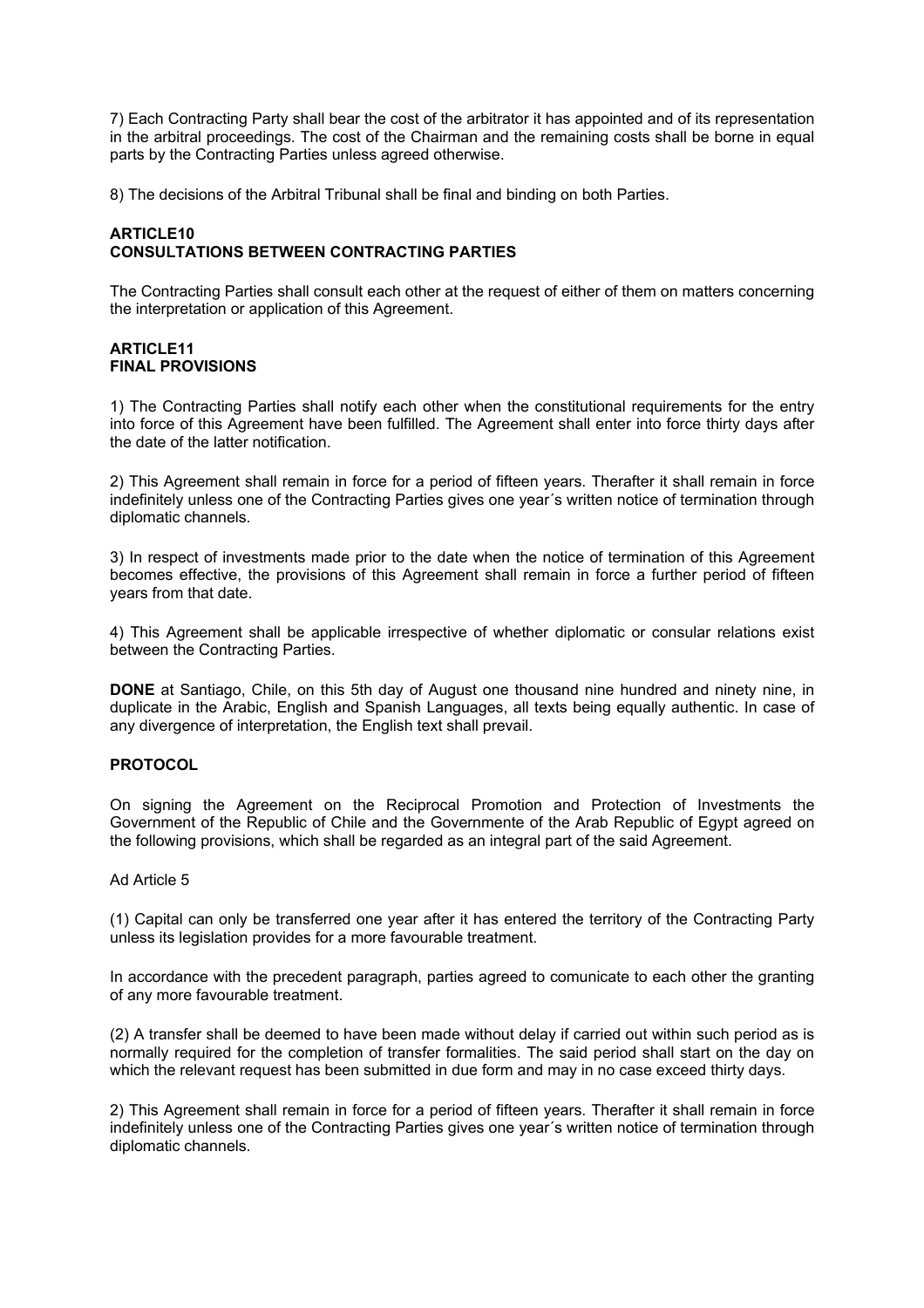7) Each Contracting Party shall bear the cost of the arbitrator it has appointed and of its representation in the arbitral proceedings. The cost of the Chairman and the remaining costs shall be borne in equal parts by the Contracting Parties unless agreed otherwise.

8) The decisions of the Arbitral Tribunal shall be final and binding on both Parties.

**ARTICLE10**
**CONSULTATIONS BETWEEN CONTRACTING PARTIES**

The Contracting Parties shall consult each other at the request of either of them on matters concerning the interpretation or application of this Agreement.

**ARTICLE11**
**FINAL PROVISIONS**

1) The Contracting Parties shall notify each other when the constitutional requirements for the entry into force of this Agreement have been fulfilled. The Agreement shall enter into force thirty days after the date of the latter notification.

2) This Agreement shall remain in force for a period of fifteen years. Therafter it shall remain in force indefinitely unless one of the Contracting Parties gives one year´s written notice of termination through diplomatic channels.

3) In respect of investments made prior to the date when the notice of termination of this Agreement becomes effective, the provisions of this Agreement shall remain in force a further period of fifteen years from that date.

4) This Agreement shall be applicable irrespective of whether diplomatic or consular relations exist between the Contracting Parties.

**DONE** at Santiago, Chile, on this 5th day of August one thousand nine hundred and ninety nine, in duplicate in the Arabic, English and Spanish Languages, all texts being equally authentic. In case of any divergence of interpretation, the English text shall prevail.

**PROTOCOL**

On signing the Agreement on the Reciprocal Promotion and Protection of Investments the Government of the Republic of Chile and the Governmente of the Arab Republic of Egypt agreed on the following provisions, which shall be regarded as an integral part of the said Agreement.

Ad Article 5

(1) Capital can only be transferred one year after it has entered the territory of the Contracting Party unless its legislation provides for a more favourable treatment.

In accordance with the precedent paragraph, parties agreed to comunicate to each other the granting of any more favourable treatment.

(2) A transfer shall be deemed to have been made without delay if carried out within such period as is normally required for the completion of transfer formalities. The said period shall start on the day on which the relevant request has been submitted in due form and may in no case exceed thirty days.

2) This Agreement shall remain in force for a period of fifteen years. Therafter it shall remain in force indefinitely unless one of the Contracting Parties gives one year´s written notice of termination through diplomatic channels.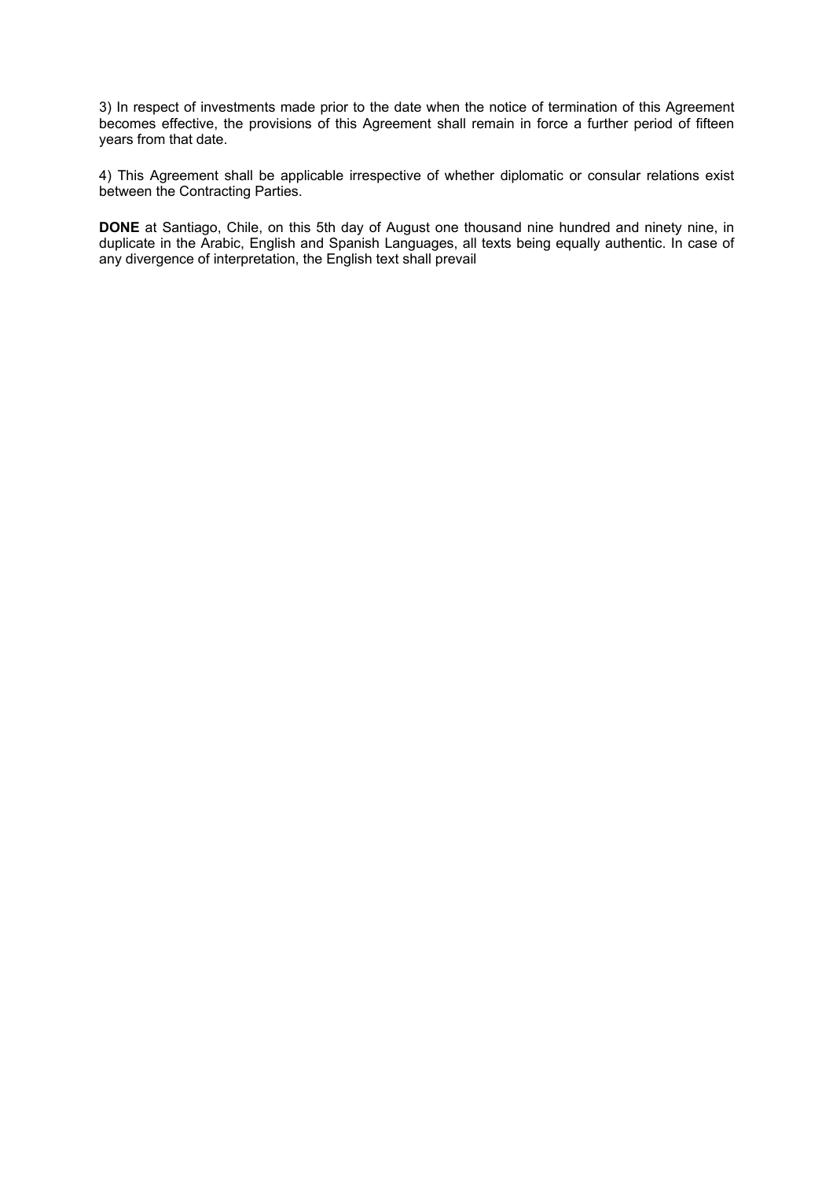3) In respect of investments made prior to the date when the notice of termination of this Agreement becomes effective, the provisions of this Agreement shall remain in force a further period of fifteen years from that date.

4) This Agreement shall be applicable irrespective of whether diplomatic or consular relations exist between the Contracting Parties.

**DONE** at Santiago, Chile, on this 5th day of August one thousand nine hundred and ninety nine, in duplicate in the Arabic, English and Spanish Languages, all texts being equally authentic. In case of any divergence of interpretation, the English text shall prevail